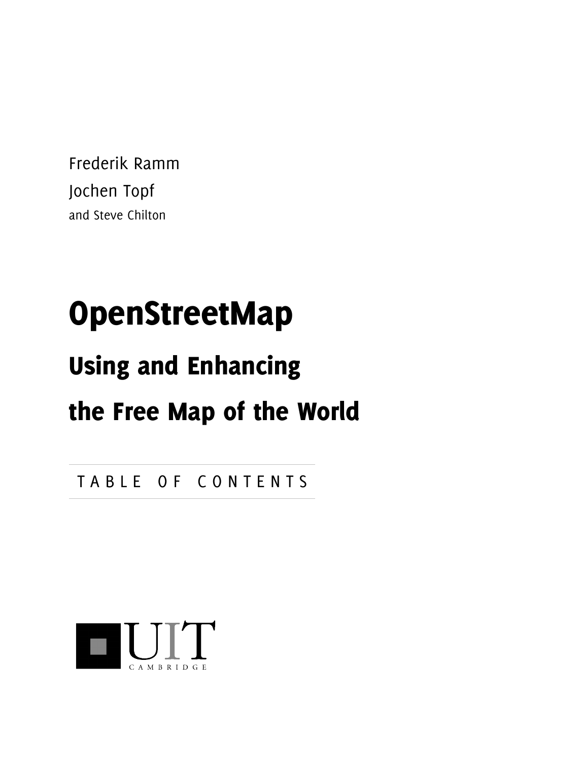Frederik Ramm

Jochen Topf

and Steve Chilton

# OpenStreetMap

## Using and Enhancing the Free Map of the World

TABLE OF CONTENTS

UIT CAMBRIDGE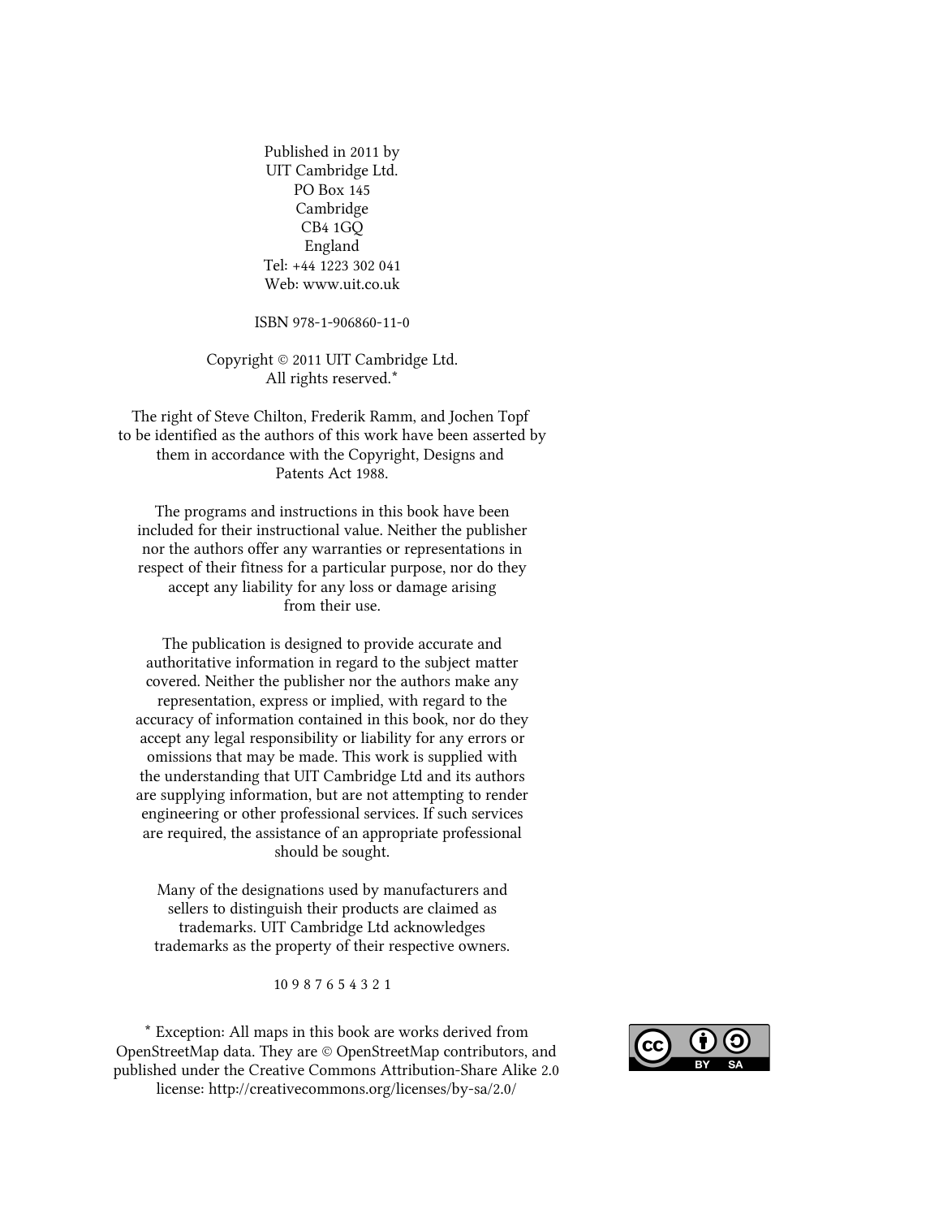Published in 2011 by  
UIT Cambridge Ltd.  
PO Box 145  
Cambridge  
CB4 1GQ  
England  
Tel: +44 1223 302 041  
Web: www.uit.co.uk

ISBN 978-1-906860-11-0

Copyright © 2011 UIT Cambridge Ltd.  
All rights reserved.*

The right of Steve Chilton, Frederik Ramm, and Jochen Topf to be identified as the authors of this work have been asserted by them in accordance with the Copyright, Designs and Patents Act 1988.

The programs and instructions in this book have been included for their instructional value. Neither the publisher nor the authors offer any warranties or representations in respect of their fitness for a particular purpose, nor do they accept any liability for any loss or damage arising from their use.

The publication is designed to provide accurate and authoritative information in regard to the subject matter covered. Neither the publisher nor the authors make any representation, express or implied, with regard to the accuracy of information contained in this book, nor do they accept any legal responsibility or liability for any errors or omissions that may be made. This work is supplied with the understanding that UIT Cambridge Ltd and its authors are supplying information, but are not attempting to render engineering or other professional services. If such services are required, the assistance of an appropriate professional should be sought.

Many of the designations used by manufacturers and sellers to distinguish their products are claimed as trademarks. UIT Cambridge Ltd acknowledges trademarks as the property of their respective owners.

10 9 8 7 6 5 4 3 2 1

* Exception: All maps in this book are works derived from OpenStreetMap data. They are © OpenStreetMap contributors, and published under the Creative Commons Attribution-Share Alike 2.0 license: http://creativecommons.org/licenses/by-sa/2.0/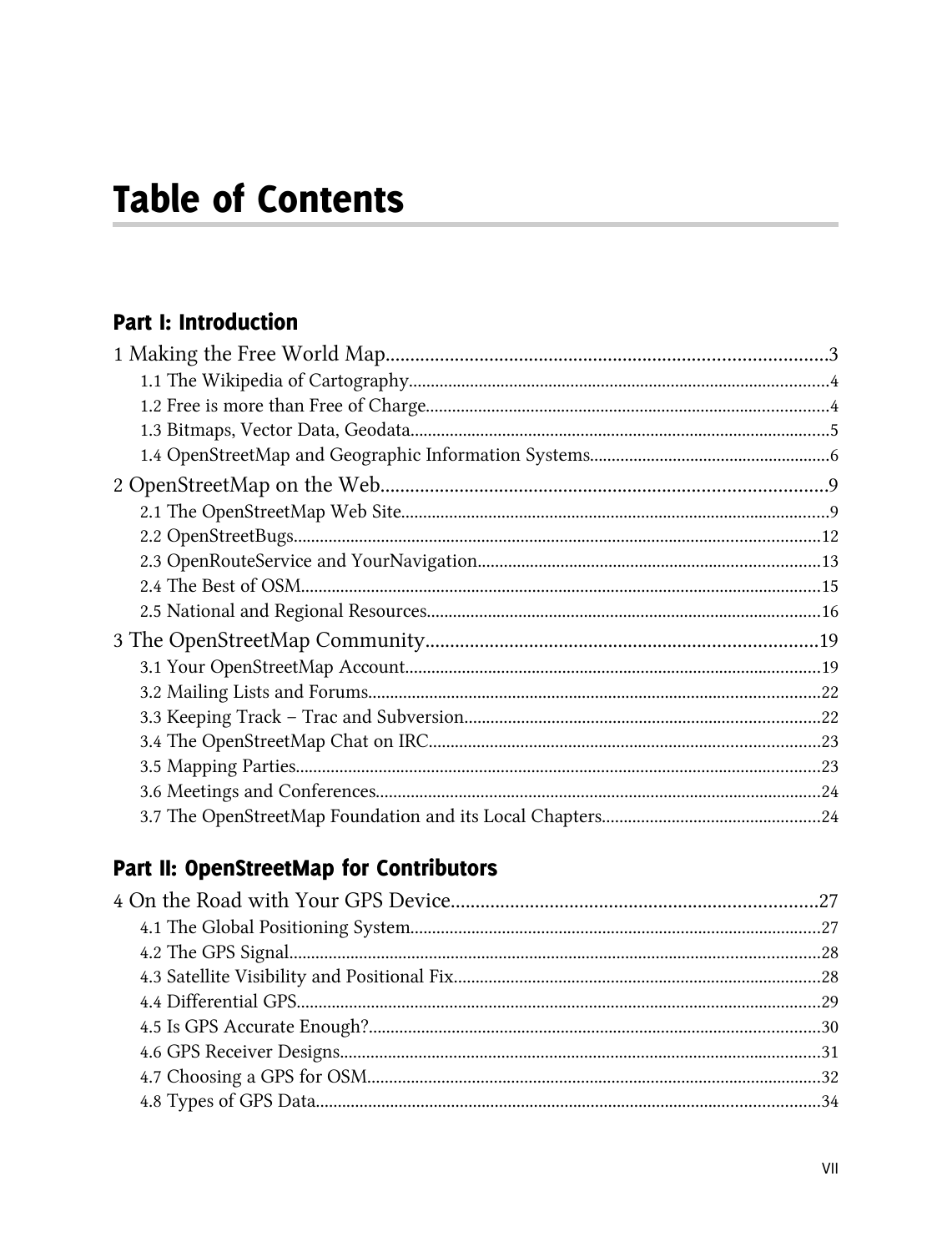# Table of Contents

## Part I: Introduction

1 Making the Free World Map....................3
- 1.1 The Wikipedia of Cartography....................4
- 1.2 Free is more than Free of Charge....................4
- 1.3 Bitmaps, Vector Data, Geodata....................5
- 1.4 OpenStreetMap and Geographic Information Systems....................6

2 OpenStreetMap on the Web....................9
- 2.1 The OpenStreetMap Web Site....................9
- 2.2 OpenStreetBugs....................12
- 2.3 OpenRouteService and YourNavigation....................13
- 2.4 The Best of OSM....................15
- 2.5 National and Regional Resources....................16

3 The OpenStreetMap Community....................19
- 3.1 Your OpenStreetMap Account....................19
- 3.2 Mailing Lists and Forums....................22
- 3.3 Keeping Track – Trac and Subversion....................22
- 3.4 The OpenStreetMap Chat on IRC....................23
- 3.5 Mapping Parties....................23
- 3.6 Meetings and Conferences....................24
- 3.7 The OpenStreetMap Foundation and its Local Chapters....................24

## Part II: OpenStreetMap for Contributors

4 On the Road with Your GPS Device....................27
- 4.1 The Global Positioning System....................27
- 4.2 The GPS Signal....................28
- 4.3 Satellite Visibility and Positional Fix....................28
- 4.4 Differential GPS....................29
- 4.5 Is GPS Accurate Enough?....................30
- 4.6 GPS Receiver Designs....................31
- 4.7 Choosing a GPS for OSM....................32
- 4.8 Types of GPS Data....................34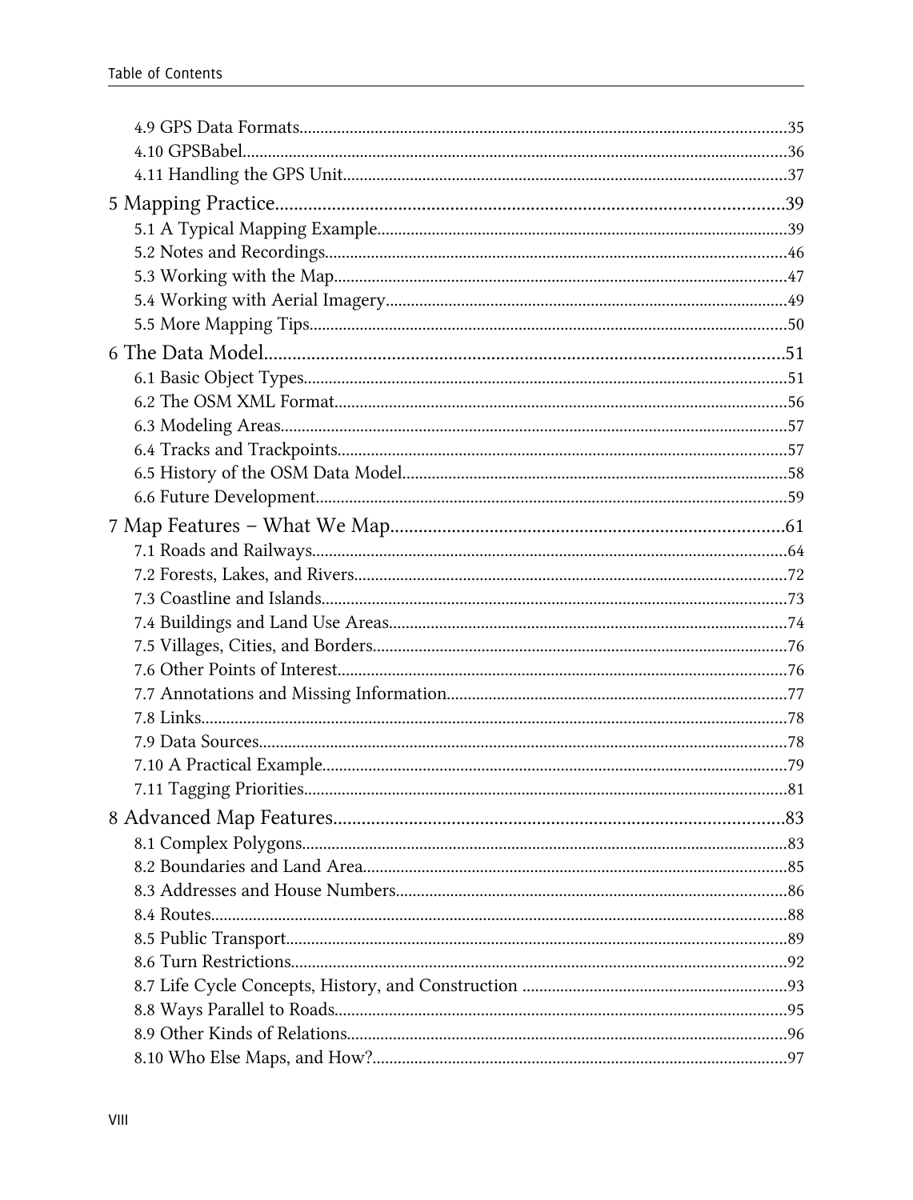4.9 GPS Data Formats....35
4.10 GPSBabel....36
4.11 Handling the GPS Unit....37

5 Mapping Practice....39

5.1 A Typical Mapping Example....39
5.2 Notes and Recordings....46
5.3 Working with the Map....47
5.4 Working with Aerial Imagery....49
5.5 More Mapping Tips....50

6 The Data Model....51

6.1 Basic Object Types....51
6.2 The OSM XML Format....56
6.3 Modeling Areas....57
6.4 Tracks and Trackpoints....57
6.5 History of the OSM Data Model....58
6.6 Future Development....59

7 Map Features – What We Map....61

7.1 Roads and Railways....64
7.2 Forests, Lakes, and Rivers....72
7.3 Coastline and Islands....73
7.4 Buildings and Land Use Areas....74
7.5 Villages, Cities, and Borders....76
7.6 Other Points of Interest....76
7.7 Annotations and Missing Information....77
7.8 Links....78
7.9 Data Sources....78
7.10 A Practical Example....79
7.11 Tagging Priorities....81

8 Advanced Map Features....83

8.1 Complex Polygons....83
8.2 Boundaries and Land Area....85
8.3 Addresses and House Numbers....86
8.4 Routes....88
8.5 Public Transport....89
8.6 Turn Restrictions....92
8.7 Life Cycle Concepts, History, and Construction....93
8.8 Ways Parallel to Roads....95
8.9 Other Kinds of Relations....96
8.10 Who Else Maps, and How?....97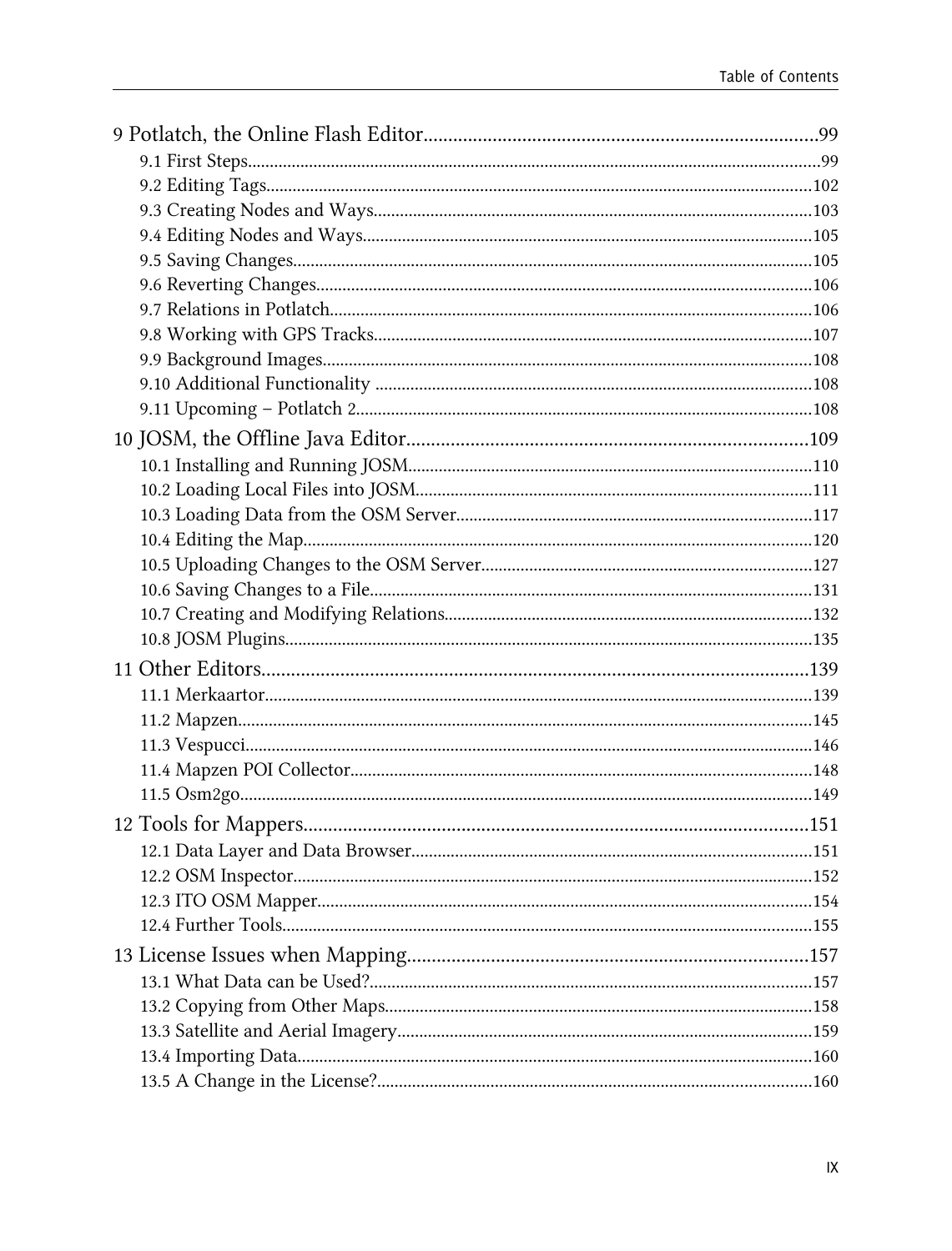9 Potlatch, the Online Flash Editor ........ 99
- 9.1 First Steps ........ 99
- 9.2 Editing Tags ........ 102
- 9.3 Creating Nodes and Ways ........ 103
- 9.4 Editing Nodes and Ways ........ 105
- 9.5 Saving Changes ........ 105
- 9.6 Reverting Changes ........ 106
- 9.7 Relations in Potlatch ........ 106
- 9.8 Working with GPS Tracks ........ 107
- 9.9 Background Images ........ 108
- 9.10 Additional Functionality ........ 108
- 9.11 Upcoming – Potlatch 2 ........ 108

10 JOSM, the Offline Java Editor ........ 109
- 10.1 Installing and Running JOSM ........ 110
- 10.2 Loading Local Files into JOSM ........ 111
- 10.3 Loading Data from the OSM Server ........ 117
- 10.4 Editing the Map ........ 120
- 10.5 Uploading Changes to the OSM Server ........ 127
- 10.6 Saving Changes to a File ........ 131
- 10.7 Creating and Modifying Relations ........ 132
- 10.8 JOSM Plugins ........ 135

11 Other Editors ........ 139
- 11.1 Merkaartor ........ 139
- 11.2 Mapzen ........ 145
- 11.3 Vespucci ........ 146
- 11.4 Mapzen POI Collector ........ 148
- 11.5 Osm2go ........ 149

12 Tools for Mappers ........ 151
- 12.1 Data Layer and Data Browser ........ 151
- 12.2 OSM Inspector ........ 152
- 12.3 ITO OSM Mapper ........ 154
- 12.4 Further Tools ........ 155

13 License Issues when Mapping ........ 157
- 13.1 What Data can be Used? ........ 157
- 13.2 Copying from Other Maps ........ 158
- 13.3 Satellite and Aerial Imagery ........ 159
- 13.4 Importing Data ........ 160
- 13.5 A Change in the License? ........ 160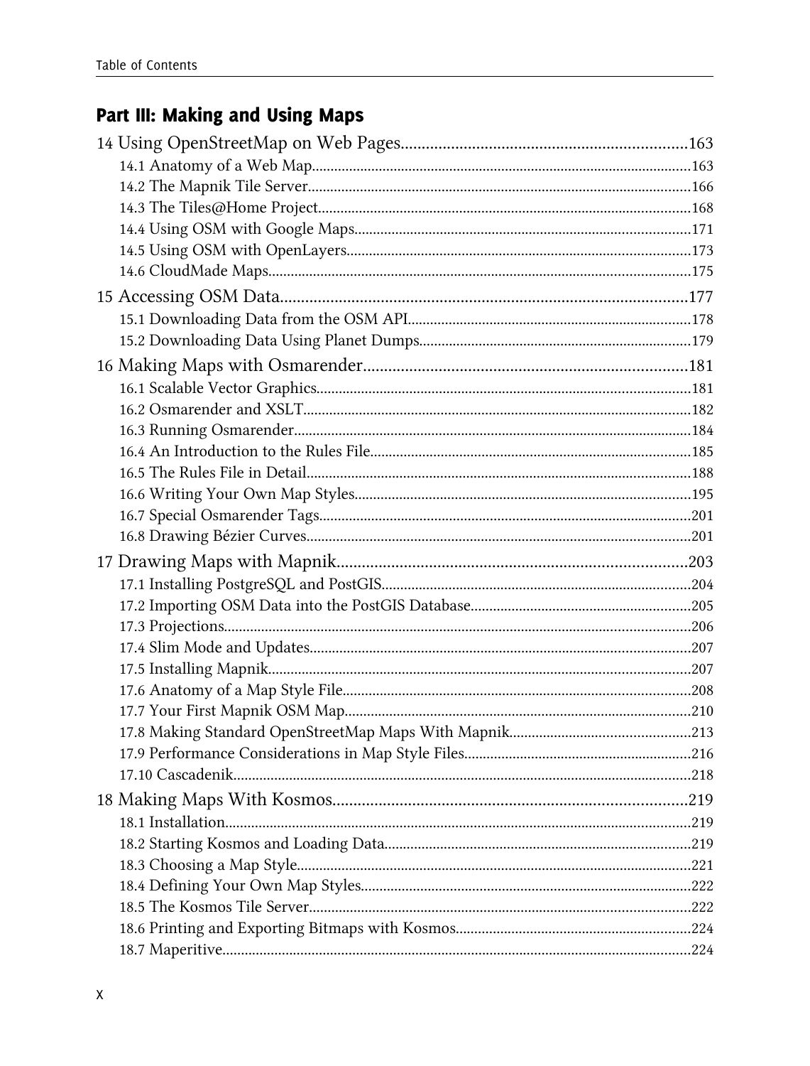## Part III: Making and Using Maps

14 Using OpenStreetMap on Web Pages....................................................................163

- 14.1 Anatomy of a Web Map....................................................................163
- 14.2 The Mapnik Tile Server....................................................................166
- 14.3 The Tiles@Home Project....................................................................168
- 14.4 Using OSM with Google Maps....................................................................171
- 14.5 Using OSM with OpenLayers....................................................................173
- 14.6 CloudMade Maps....................................................................175

15 Accessing OSM Data....................................................................177

- 15.1 Downloading Data from the OSM API....................................................................178
- 15.2 Downloading Data Using Planet Dumps....................................................................179

16 Making Maps with Osmarender....................................................................181

- 16.1 Scalable Vector Graphics....................................................................181
- 16.2 Osmarender and XSLT....................................................................182
- 16.3 Running Osmarender....................................................................184
- 16.4 An Introduction to the Rules File....................................................................185
- 16.5 The Rules File in Detail....................................................................188
- 16.6 Writing Your Own Map Styles....................................................................195
- 16.7 Special Osmarender Tags....................................................................201
- 16.8 Drawing Bézier Curves....................................................................201

17 Drawing Maps with Mapnik....................................................................203

- 17.1 Installing PostgreSQL and PostGIS....................................................................204
- 17.2 Importing OSM Data into the PostGIS Database....................................................................205
- 17.3 Projections....................................................................206
- 17.4 Slim Mode and Updates....................................................................207
- 17.5 Installing Mapnik....................................................................207
- 17.6 Anatomy of a Map Style File....................................................................208
- 17.7 Your First Mapnik OSM Map....................................................................210
- 17.8 Making Standard OpenStreetMap Maps With Mapnik....................................................................213
- 17.9 Performance Considerations in Map Style Files....................................................................216
- 17.10 Cascadenik....................................................................218

18 Making Maps With Kosmos....................................................................219

- 18.1 Installation....................................................................219
- 18.2 Starting Kosmos and Loading Data....................................................................219
- 18.3 Choosing a Map Style....................................................................221
- 18.4 Defining Your Own Map Styles....................................................................222
- 18.5 The Kosmos Tile Server....................................................................222
- 18.6 Printing and Exporting Bitmaps with Kosmos....................................................................224
- 18.7 Maperitive....................................................................224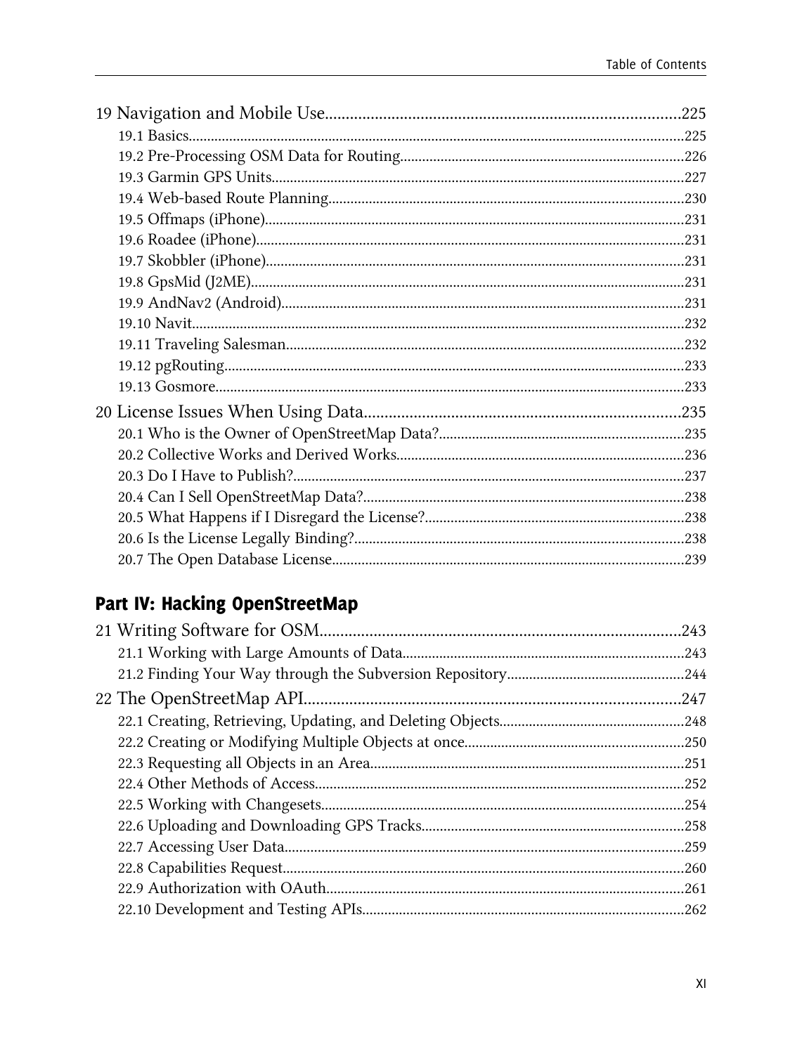19 Navigation and Mobile Use....................................................................................225
19.1 Basics....................................................................................................................225
19.2 Pre-Processing OSM Data for Routing............................................................226
19.3 Garmin GPS Units..............................................................................................227
19.4 Web-based Route Planning...............................................................................230
19.5 Offmaps (iPhone)................................................................................................231
19.6 Roadee (iPhone)..................................................................................................231
19.7 Skobbler (iPhone)................................................................................................231
19.8 GpsMid (J2ME)....................................................................................................231
19.9 AndNav2 (Android)............................................................................................231
19.10 Navit...................................................................................................................232
19.11 Traveling Salesman..........................................................................................232
19.12 pgRouting...........................................................................................................233
19.13 Gosmore.............................................................................................................233

20 License Issues When Using Data...........................................................................235
20.1 Who is the Owner of OpenStreetMap Data?.................................................235
20.2 Collective Works and Derived Works.............................................................236
20.3 Do I Have to Publish?.........................................................................................237
20.4 Can I Sell OpenStreetMap Data?......................................................................238
20.5 What Happens if I Disregard the License?......................................................238
20.6 Is the License Legally Binding?........................................................................238
20.7 The Open Database License..............................................................................239

## Part IV: Hacking OpenStreetMap

21 Writing Software for OSM.....................................................................................243
21.1 Working with Large Amounts of Data............................................................243
21.2 Finding Your Way through the Subversion Repository................................244

22 The OpenStreetMap API........................................................................................247
22.1 Creating, Retrieving, Updating, and Deleting Objects.................................248
22.2 Creating or Modifying Multiple Objects at once...........................................250
22.3 Requesting all Objects in an Area....................................................................251
22.4 Other Methods of Access...................................................................................252
22.5 Working with Changesets.................................................................................254
22.6 Uploading and Downloading GPS Tracks.......................................................258
22.7 Accessing User Data...........................................................................................259
22.8 Capabilities Request...........................................................................................260
22.9 Authorization with OAuth................................................................................261
22.10 Development and Testing APIs......................................................................262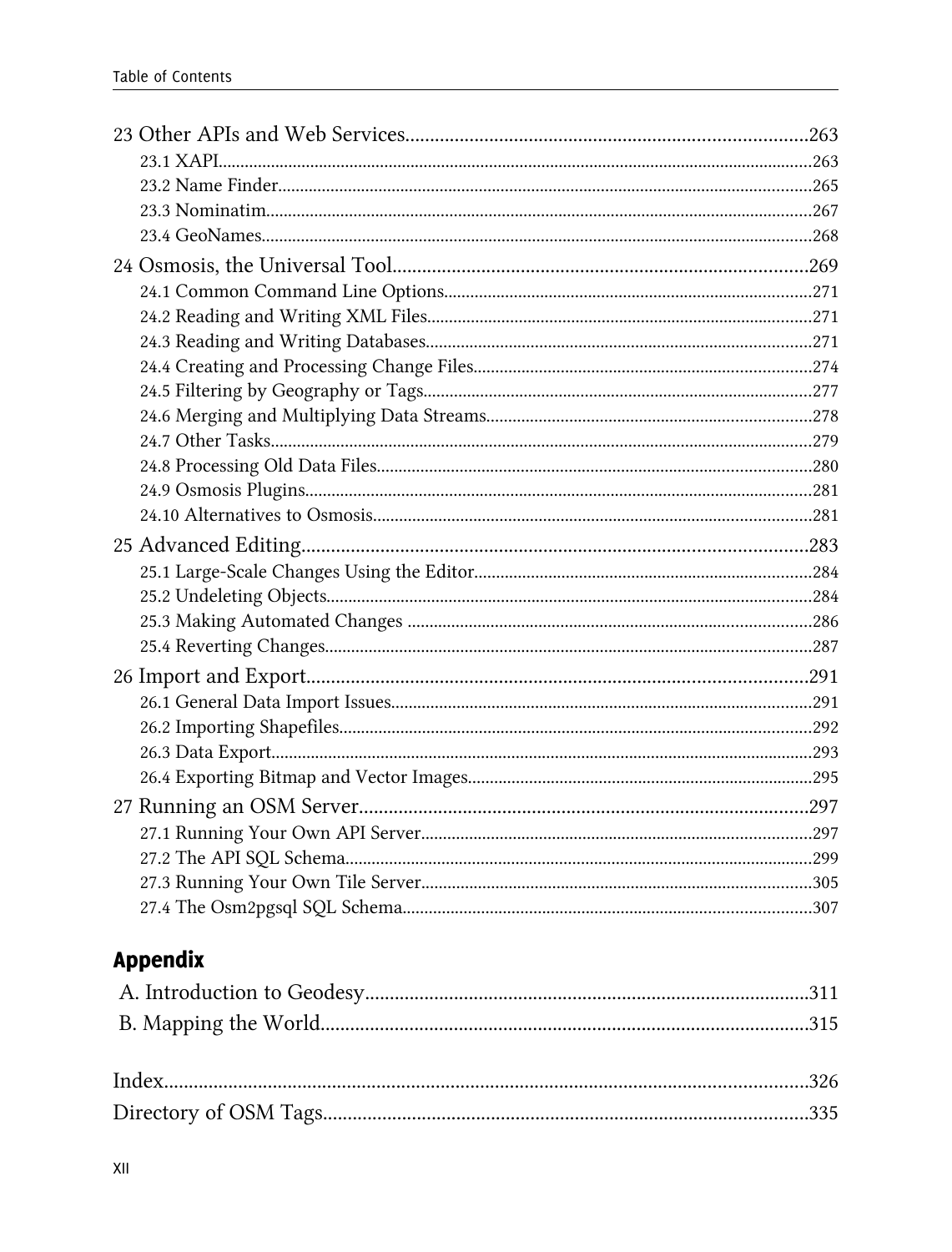23 Other APIs and Web Services.....263

23.1 XAPI.....263

23.2 Name Finder.....265

23.3 Nominatim.....267

23.4 GeoNames.....268

24 Osmosis, the Universal Tool.....269

24.1 Common Command Line Options.....271

24.2 Reading and Writing XML Files.....271

24.3 Reading and Writing Databases.....271

24.4 Creating and Processing Change Files.....274

24.5 Filtering by Geography or Tags.....277

24.6 Merging and Multiplying Data Streams.....278

24.7 Other Tasks.....279

24.8 Processing Old Data Files.....280

24.9 Osmosis Plugins.....281

24.10 Alternatives to Osmosis.....281

25 Advanced Editing.....283

25.1 Large-Scale Changes Using the Editor.....284

25.2 Undeleting Objects.....284

25.3 Making Automated Changes.....286

25.4 Reverting Changes.....287

26 Import and Export.....291

26.1 General Data Import Issues.....291

26.2 Importing Shapefiles.....292

26.3 Data Export.....293

26.4 Exporting Bitmap and Vector Images.....295

27 Running an OSM Server.....297

27.1 Running Your Own API Server.....297

27.2 The API SQL Schema.....299

27.3 Running Your Own Tile Server.....305

27.4 The Osm2pgsql SQL Schema.....307

## Appendix

A. Introduction to Geodesy.....311

B. Mapping the World.....315

Index.....326

Directory of OSM Tags.....335